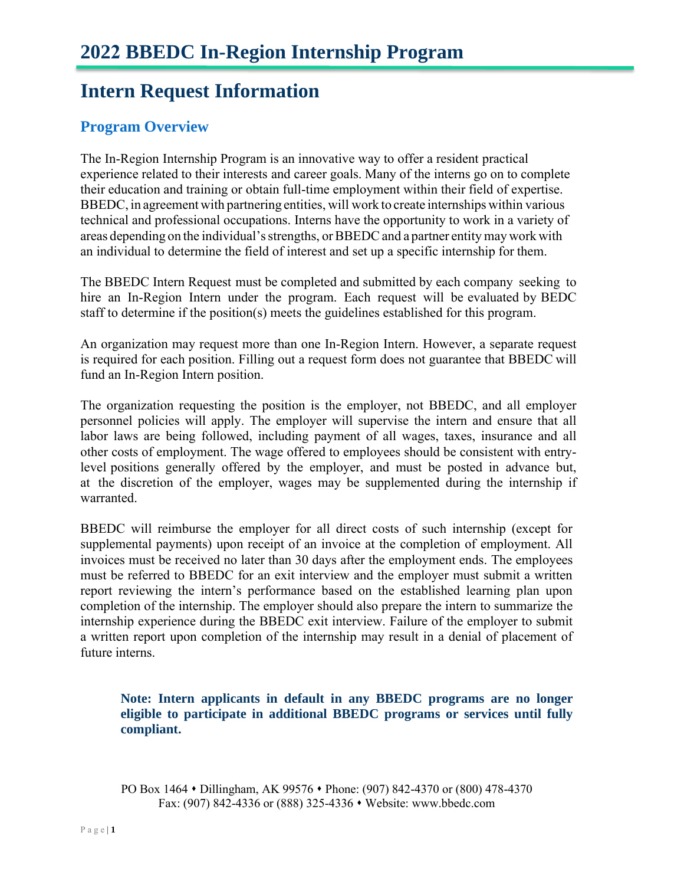# 2022 BBEDC In-Region Internship Program

## Intern Request Information

### Program Overview

The In-Region Internship Program is an innovative way to offer a resident practical experience related to their interests and career goals. Many of the interns go on to complete their education and training or obtain full-time employment within their field of expertise. BBEDC, in agreement with partnering entities, will work to create internships within various technical and professional occupations. Interns have the opportunity to work in a variety of areas depending on the individual's strengths, or BBEDC and a partner entity may work with an individual to determine the field of interest and set up a specific internship for them.

The BBEDC Intern Request must be completed and submitted by each company seeking to hire an In-Region Intern under the program. Each request will be evaluated by BEDC staff to determine if the position(s) meets the guidelines established for this program.

An organization may request more than one In-Region Intern. However, a separate request is required for each position. Filling out a request form does not guarantee that BBEDC will fund an In-Region Intern position.

The organization requesting the position is the employer, not BBEDC, and all employer personnel policies will apply. The employer will supervise the intern and ensure that all labor laws are being followed, including payment of all wages, taxes, insurance and all other costs of employment. The wage offered to employees should be consistent with entry-level positions generally offered by the employer, and must be posted in advance but, at the discretion of the employer, wages may be supplemented during the internship if warranted.

BBEDC will reimburse the employer for all direct costs of such internship (except for supplemental payments) upon receipt of an invoice at the completion of employment. All invoices must be received no later than 30 days after the employment ends. The employees must be referred to BBEDC for an exit interview and the employer must submit a written report reviewing the intern's performance based on the established learning plan upon completion of the internship. The employer should also prepare the intern to summarize the internship experience during the BBEDC exit interview. Failure of the employer to submit a written report upon completion of the internship may result in a denial of placement of future interns.

**Note: Intern applicants in default in any BBEDC programs are no longer eligible to participate in additional BBEDC programs or services until fully compliant.**

PO Box 1464 ⬩ Dillingham, AK 99576 ⬩ Phone: (907) 842-4370 or (800) 478-4370
Fax: (907) 842-4336 or (888) 325-4336 ⬩ Website: www.bbedc.com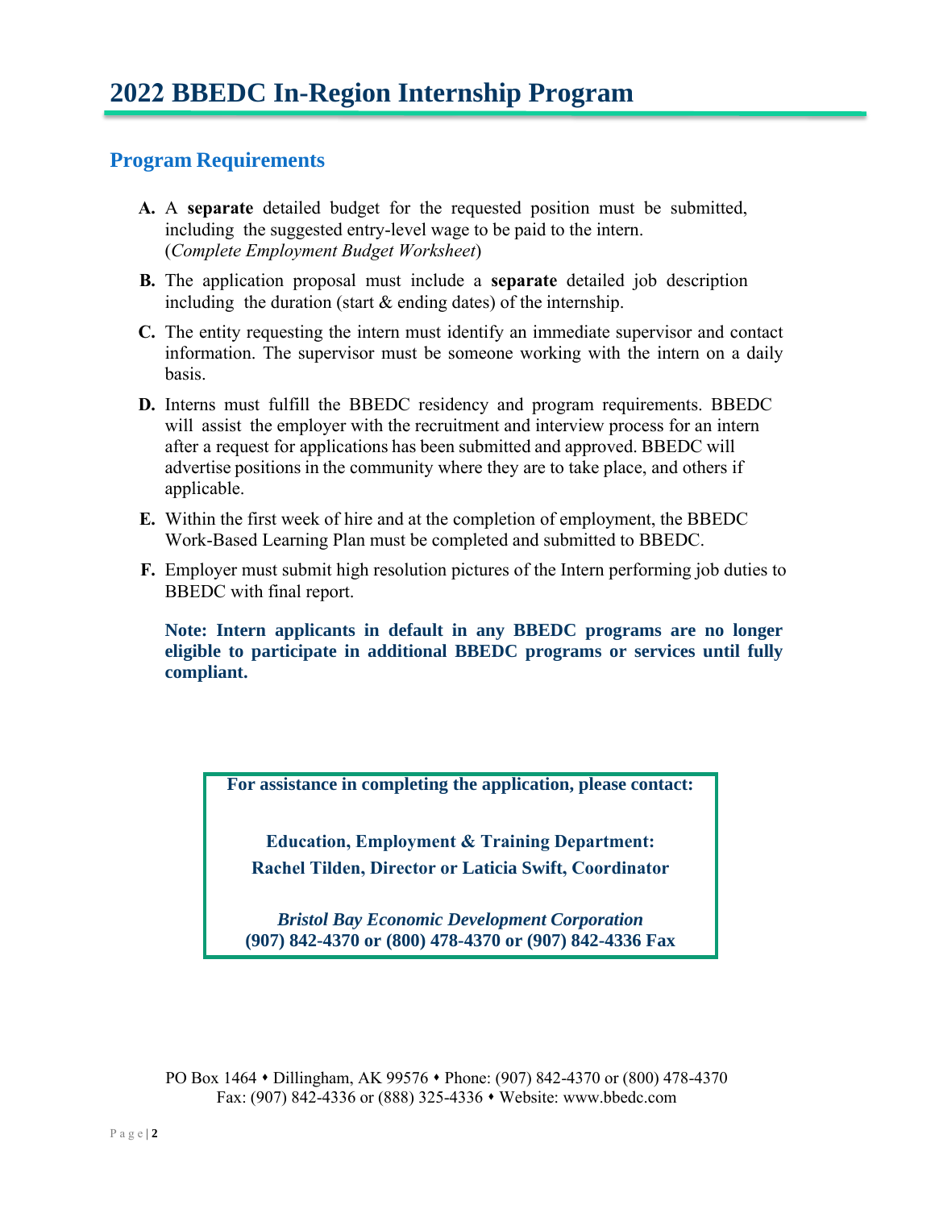# 2022 BBEDC In-Region Internship Program

## Program Requirements

**A.** A **separate** detailed budget for the requested position must be submitted, including the suggested entry-level wage to be paid to the intern. (*Complete Employment Budget Worksheet*)

**B.** The application proposal must include a **separate** detailed job description including the duration (start & ending dates) of the internship.

**C.** The entity requesting the intern must identify an immediate supervisor and contact information. The supervisor must be someone working with the intern on a daily basis.

**D.** Interns must fulfill the BBEDC residency and program requirements. BBEDC will assist the employer with the recruitment and interview process for an intern after a request for applications has been submitted and approved. BBEDC will advertise positions in the community where they are to take place, and others if applicable.

**E.** Within the first week of hire and at the completion of employment, the BBEDC Work-Based Learning Plan must be completed and submitted to BBEDC.

**F.** Employer must submit high resolution pictures of the Intern performing job duties to BBEDC with final report.

**Note: Intern applicants in default in any BBEDC programs are no longer eligible to participate in additional BBEDC programs or services until fully compliant.**

**For assistance in completing the application, please contact:**

**Education, Employment & Training Department:**
**Rachel Tilden, Director or Laticia Swift, Coordinator**

***Bristol Bay Economic Development Corporation***
**(907) 842-4370 or (800) 478-4370 or (907) 842-4336 Fax**

PO Box 1464 • Dillingham, AK 99576 • Phone: (907) 842-4370 or (800) 478-4370
Fax: (907) 842-4336 or (888) 325-4336 • Website: www.bbedc.com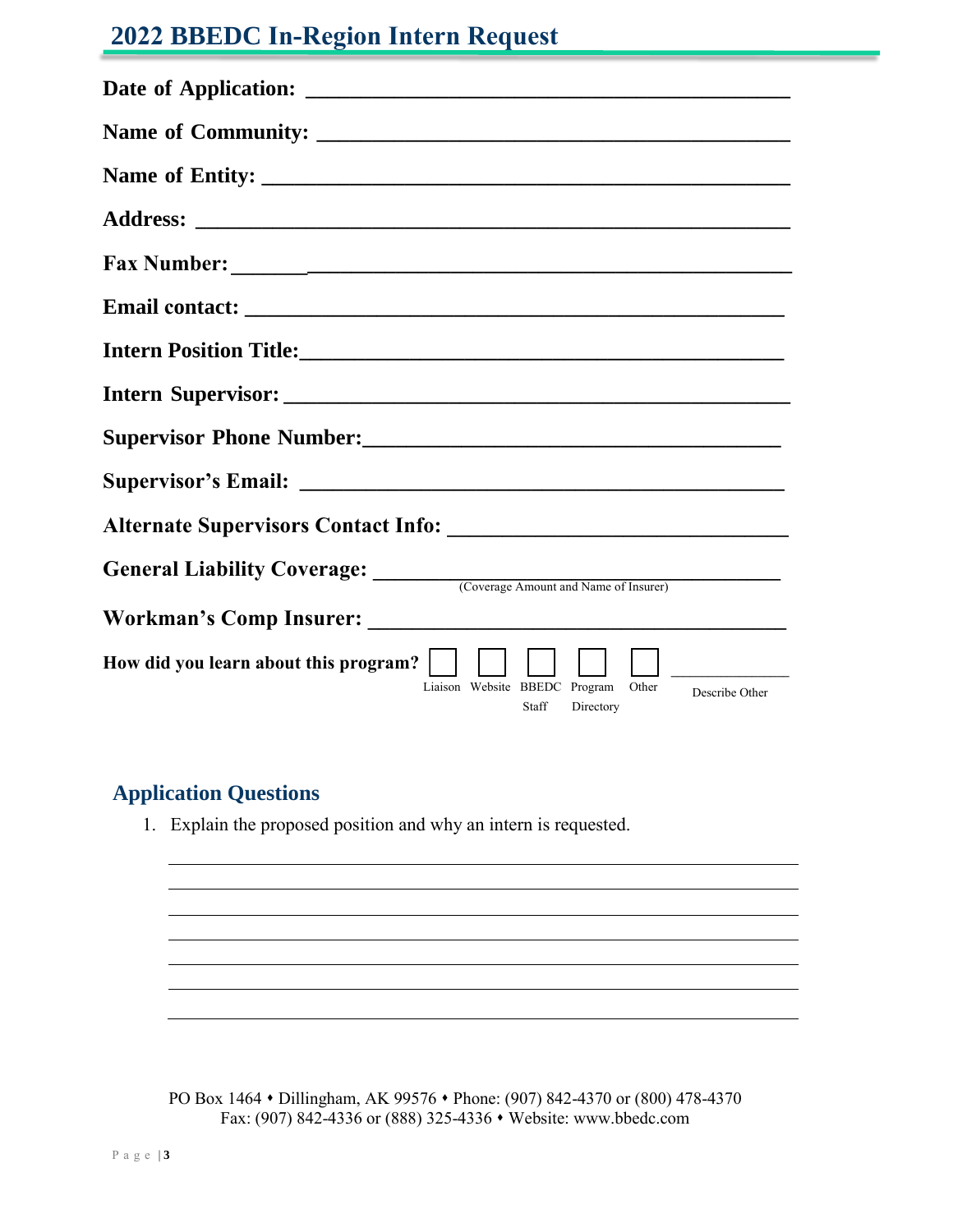# 2022 BBEDC In-Region Intern Request

**Date of Application:** ____________________________________________

**Name of Community:** ____________________________________________

**Name of Entity:** ____________________________________________

**Address:** ____________________________________________

**Fax Number:** ____________________________________________

**Email contact:** ____________________________________________

**Intern Position Title:** ____________________________________________

**Intern Supervisor:** ____________________________________________

**Supervisor Phone Number:** ____________________________________________

**Supervisor's Email:** ____________________________________________

**Alternate Supervisors Contact Info:** ____________________________________________

**General Liability Coverage:** ____________________________________________
(Coverage Amount and Name of Insurer)

**Workman's Comp Insurer:** ____________________________________________

**How did you learn about this program?** ☐ Liaison ☐ Website ☐ BBEDC Staff ☐ Program Directory ☐ Other ______________ Describe Other

## Application Questions

1. Explain the proposed position and why an intern is requested.

____________________________________________
____________________________________________
____________________________________________
____________________________________________
____________________________________________
____________________________________________
____________________________________________

PO Box 1464 • Dillingham, AK 99576 • Phone: (907) 842-4370 or (800) 478-4370
Fax: (907) 842-4336 or (888) 325-4336 • Website: www.bbedc.com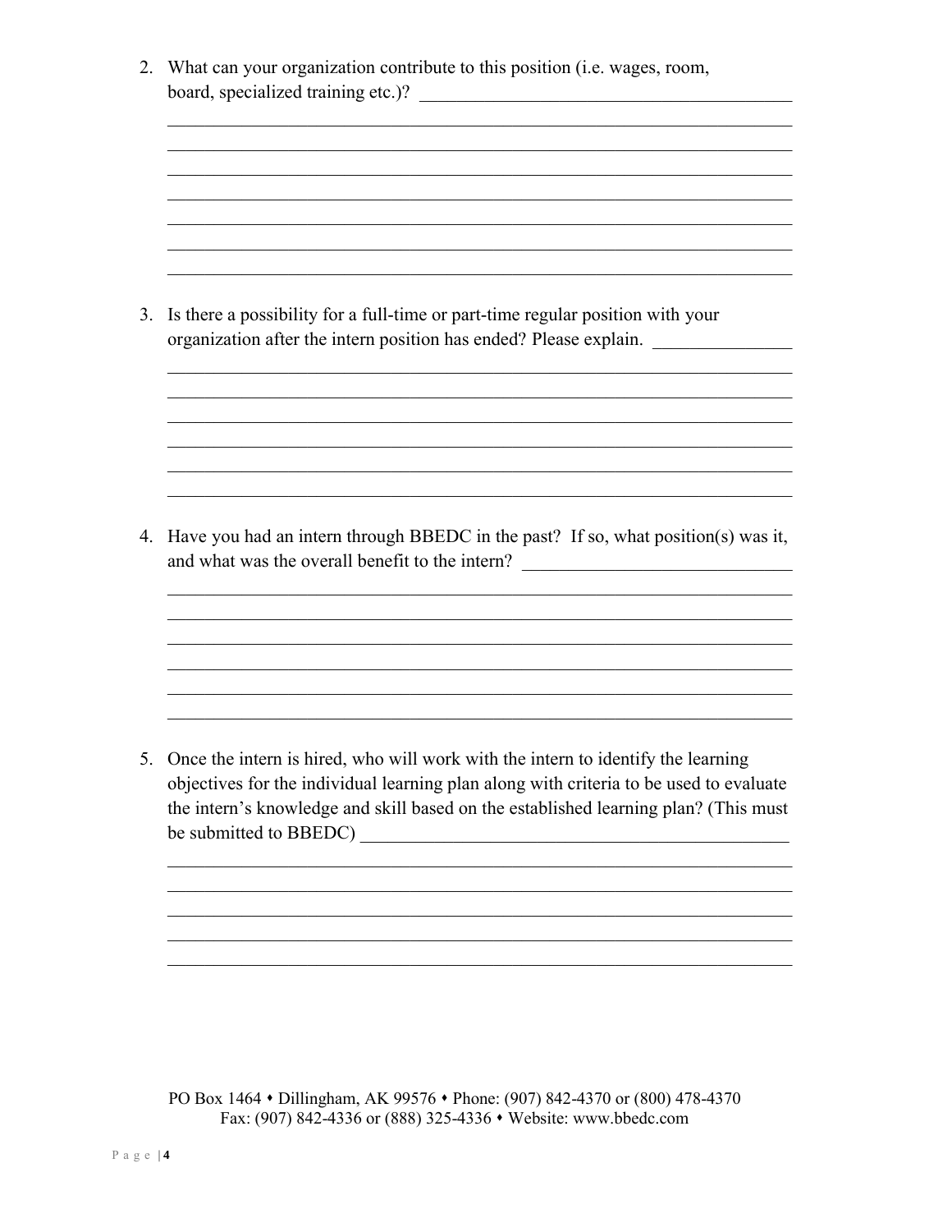2. What can your organization contribute to this position (i.e. wages, room, board, specialized training etc.)? ________________________________________

________________________________________________________________________
________________________________________________________________________
________________________________________________________________________
________________________________________________________________________
________________________________________________________________________
________________________________________________________________________
________________________________________________________________________

3. Is there a possibility for a full-time or part-time regular position with your organization after the intern position has ended? Please explain. _______________

________________________________________________________________________
________________________________________________________________________
________________________________________________________________________
________________________________________________________________________
________________________________________________________________________
________________________________________________________________________

4. Have you had an intern through BBEDC in the past? If so, what position(s) was it, and what was the overall benefit to the intern? _____________________________

________________________________________________________________________
________________________________________________________________________
________________________________________________________________________
________________________________________________________________________
________________________________________________________________________
________________________________________________________________________

5. Once the intern is hired, who will work with the intern to identify the learning objectives for the individual learning plan along with criteria to be used to evaluate the intern's knowledge and skill based on the established learning plan? (This must be submitted to BBEDC) ________________________________________________

________________________________________________________________________
________________________________________________________________________
________________________________________________________________________
________________________________________________________________________
________________________________________________________________________

PO Box 1464 • Dillingham, AK 99576 • Phone: (907) 842-4370 or (800) 478-4370
Fax: (907) 842-4336 or (888) 325-4336 • Website: www.bbedc.com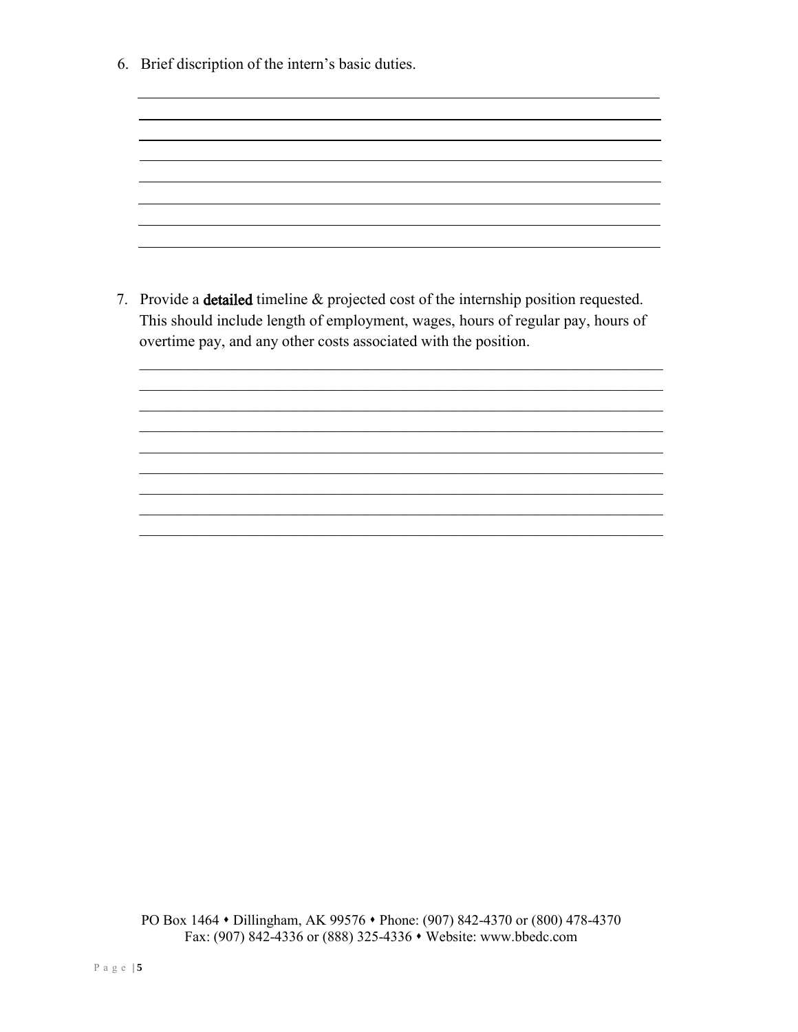6. Brief discription of the intern's basic duties.

&nbsp;

7. Provide a **detailed** timeline & projected cost of the internship position requested. This should include length of employment, wages, hours of regular pay, hours of overtime pay, and any other costs associated with the position.

&nbsp;

PO Box 1464 • Dillingham, AK 99576 • Phone: (907) 842-4370 or (800) 478-4370
Fax: (907) 842-4336 or (888) 325-4336 • Website: www.bbedc.com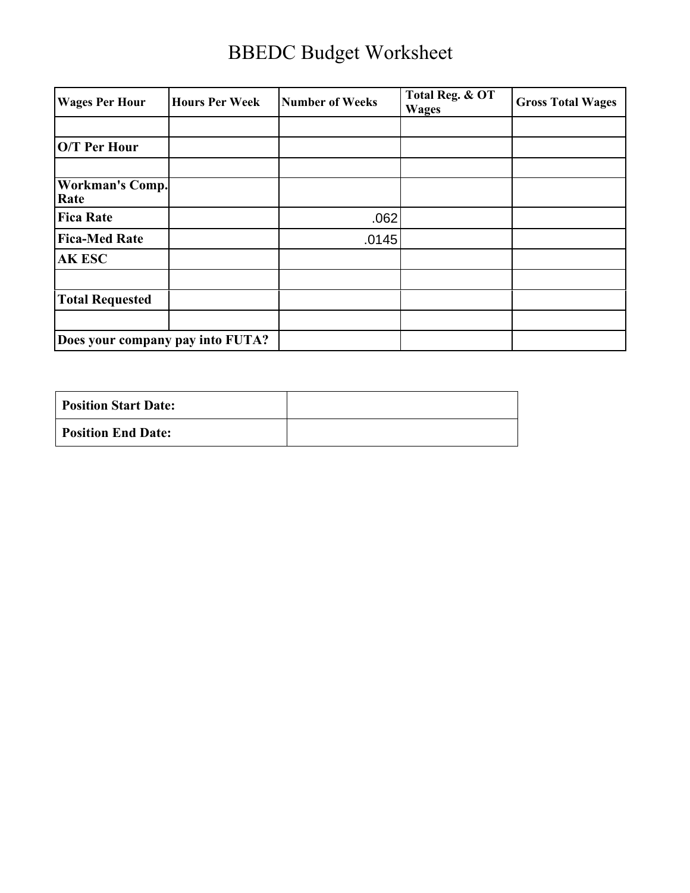# BBEDC Budget Worksheet

| Wages Per Hour | Hours Per Week | Number of Weeks | Total Reg. & OT Wages | Gross Total Wages |
|---|---|---|---|---|
| | | | | |
| **O/T Per Hour** | | | | |
| | | | | |
| **Workman's Comp. Rate** | | | | |
| **Fica Rate** | | .062 | | |
| **Fica-Med Rate** | | .0145 | | |
| **AK ESC** | | | | |
| | | | | |
| **Total Requested** | | | | |
| | | | | |
| **Does your company pay into FUTA?** | | | | |

| | |
|---|---|
| **Position Start Date:** | |
| **Position End Date:** | |